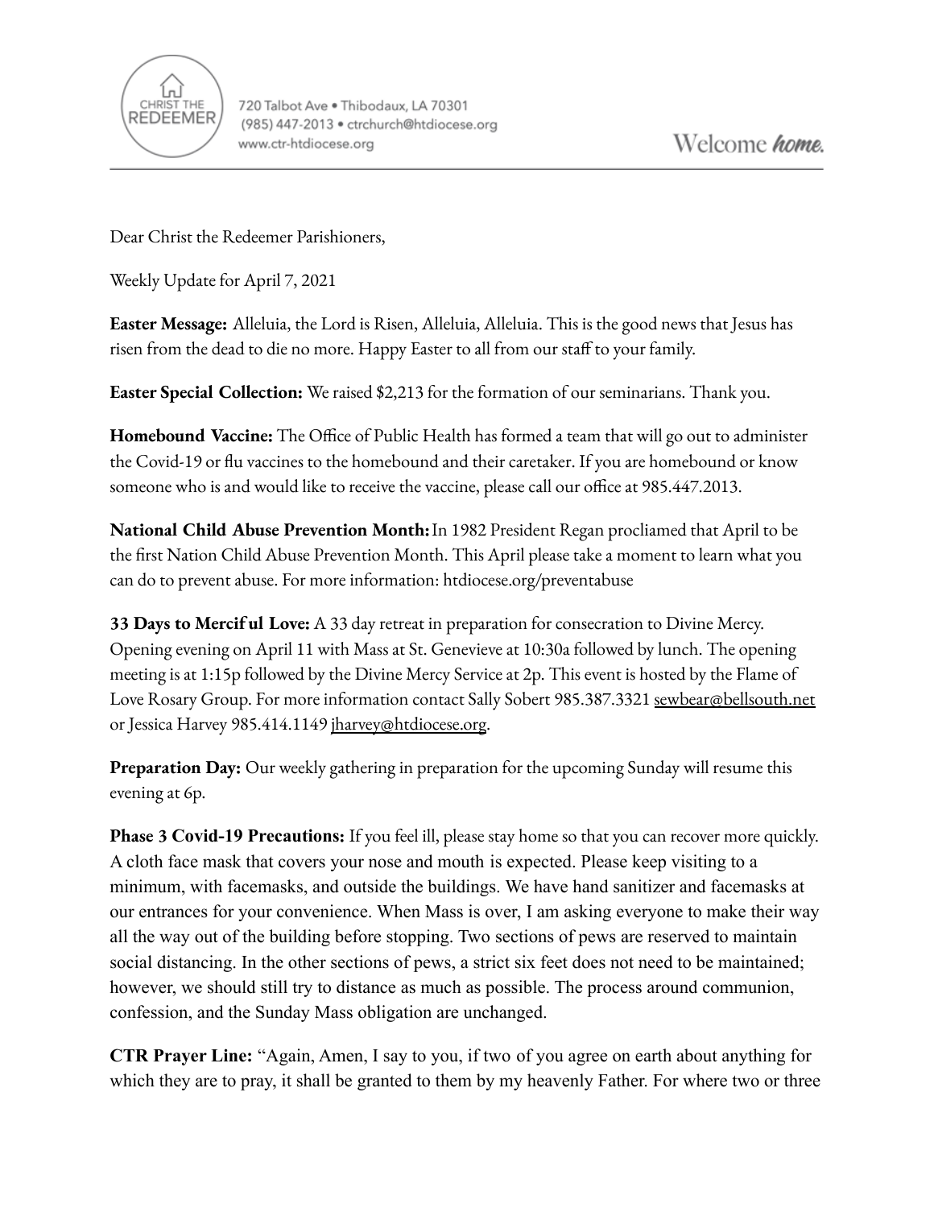CHRIST THE REDEEMER

720 Talbot Ave • Thibodaux, LA 70301
(985) 447-2013 • ctrchurch@htdiocese.org
www.ctr-htdiocese.org

Welcome *home.*

---

Dear Christ the Redeemer Parishioners,

Weekly Update for April 7, 2021

**Easter Message:** Alleluia, the Lord is Risen, Alleluia, Alleluia. This is the good news that Jesus has risen from the dead to die no more. Happy Easter to all from our staff to your family.

**Easter Special Collection:** We raised $2,213 for the formation of our seminarians. Thank you.

**Homebound Vaccine:** The Office of Public Health has formed a team that will go out to administer the Covid-19 or flu vaccines to the homebound and their caretaker. If you are homebound or know someone who is and would like to receive the vaccine, please call our office at 985.447.2013.

**National Child Abuse Prevention Month:** In 1982 President Regan procliamed that April to be the first Nation Child Abuse Prevention Month. This April please take a moment to learn what you can do to prevent abuse. For more information: htdiocese.org/preventabuse

**33 Days to Merciful Love:** A 33 day retreat in preparation for consecration to Divine Mercy. Opening evening on April 11 with Mass at St. Genevieve at 10:30a followed by lunch. The opening meeting is at 1:15p followed by the Divine Mercy Service at 2p. This event is hosted by the Flame of Love Rosary Group. For more information contact Sally Sobert 985.387.3321 sewbear@bellsouth.net or Jessica Harvey 985.414.1149 jharvey@htdiocese.org.

**Preparation Day:** Our weekly gathering in preparation for the upcoming Sunday will resume this evening at 6p.

**Phase 3 Covid-19 Precautions:** If you feel ill, please stay home so that you can recover more quickly. A cloth face mask that covers your nose and mouth is expected. Please keep visiting to a minimum, with facemasks, and outside the buildings. We have hand sanitizer and facemasks at our entrances for your convenience. When Mass is over, I am asking everyone to make their way all the way out of the building before stopping. Two sections of pews are reserved to maintain social distancing. In the other sections of pews, a strict six feet does not need to be maintained; however, we should still try to distance as much as possible. The process around communion, confession, and the Sunday Mass obligation are unchanged.

**CTR Prayer Line:** "Again, Amen, I say to you, if two of you agree on earth about anything for which they are to pray, it shall be granted to them by my heavenly Father. For where two or three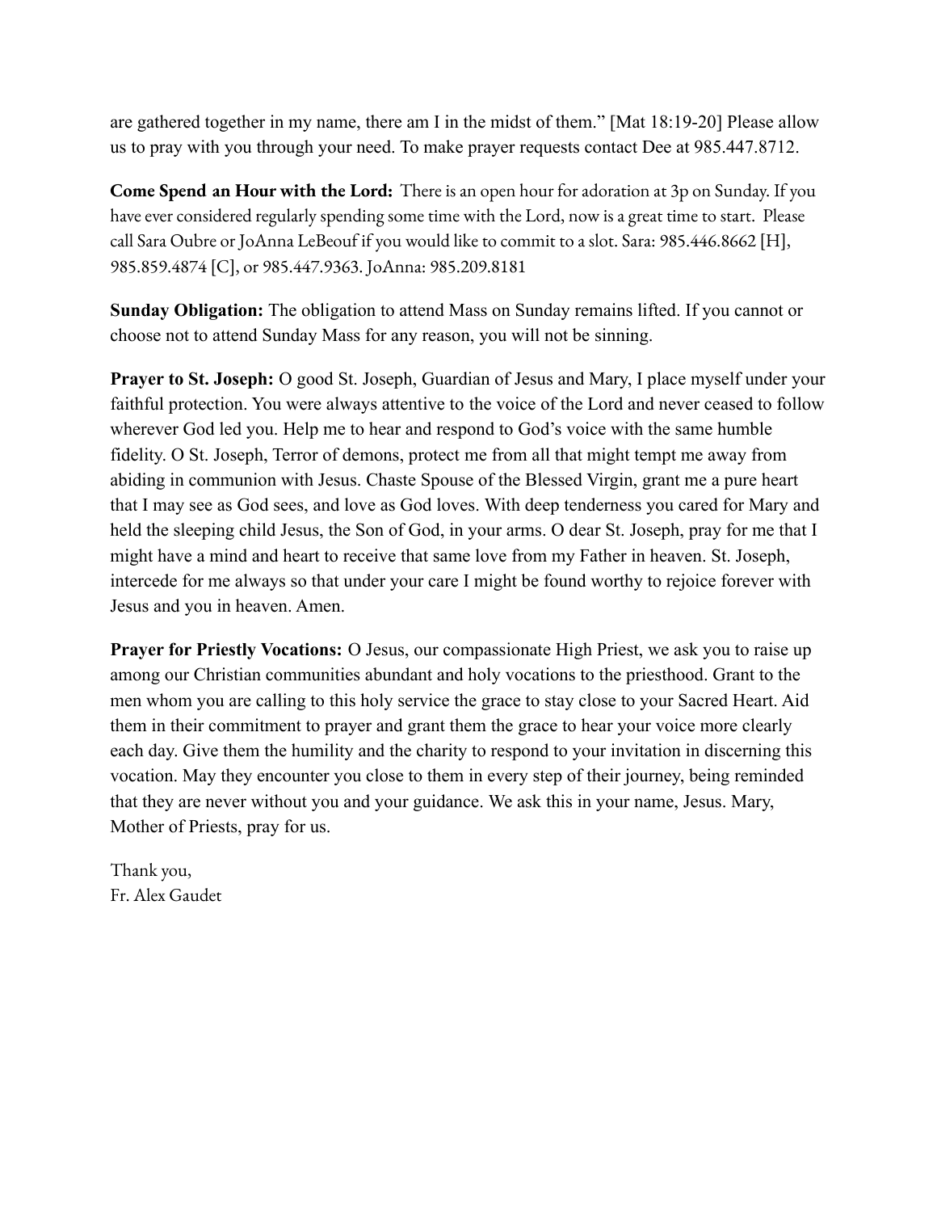are gathered together in my name, there am I in the midst of them." [Mat 18:19-20] Please allow us to pray with you through your need. To make prayer requests contact Dee at 985.447.8712.

**Come Spend an Hour with the Lord:** There is an open hour for adoration at 3p on Sunday. If you have ever considered regularly spending some time with the Lord, now is a great time to start. Please call Sara Oubre or JoAnna LeBeouf if you would like to commit to a slot. Sara: 985.446.8662 [H], 985.859.4874 [C], or 985.447.9363. JoAnna: 985.209.8181

**Sunday Obligation:** The obligation to attend Mass on Sunday remains lifted. If you cannot or choose not to attend Sunday Mass for any reason, you will not be sinning.

**Prayer to St. Joseph:** O good St. Joseph, Guardian of Jesus and Mary, I place myself under your faithful protection. You were always attentive to the voice of the Lord and never ceased to follow wherever God led you. Help me to hear and respond to God's voice with the same humble fidelity. O St. Joseph, Terror of demons, protect me from all that might tempt me away from abiding in communion with Jesus. Chaste Spouse of the Blessed Virgin, grant me a pure heart that I may see as God sees, and love as God loves. With deep tenderness you cared for Mary and held the sleeping child Jesus, the Son of God, in your arms. O dear St. Joseph, pray for me that I might have a mind and heart to receive that same love from my Father in heaven. St. Joseph, intercede for me always so that under your care I might be found worthy to rejoice forever with Jesus and you in heaven. Amen.

**Prayer for Priestly Vocations:** O Jesus, our compassionate High Priest, we ask you to raise up among our Christian communities abundant and holy vocations to the priesthood. Grant to the men whom you are calling to this holy service the grace to stay close to your Sacred Heart. Aid them in their commitment to prayer and grant them the grace to hear your voice more clearly each day. Give them the humility and the charity to respond to your invitation in discerning this vocation. May they encounter you close to them in every step of their journey, being reminded that they are never without you and your guidance. We ask this in your name, Jesus. Mary, Mother of Priests, pray for us.

Thank you,
Fr. Alex Gaudet